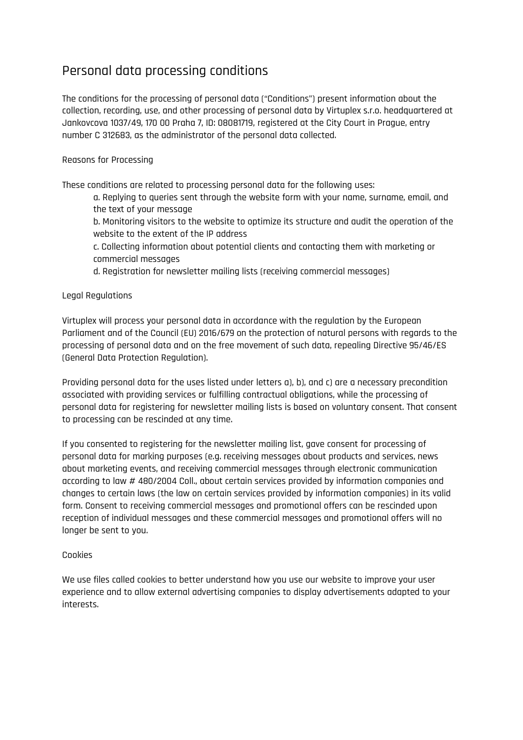# Personal data processing conditions

The conditions for the processing of personal data ("Conditions") present information about the collection, recording, use, and other processing of personal data by Virtuplex s.r.o. headquartered at Jankovcova 1037/49, 170 00 Praha 7, ID: 08081719, registered at the City Court in Prague, entry number C 312683, as the administrator of the personal data collected.

## Reasons for Processing

These conditions are related to processing personal data for the following uses:

a. Replying to queries sent through the website form with your name, surname, email, and the text of your message
b. Monitoring visitors to the website to optimize its structure and audit the operation of the website to the extent of the IP address
c. Collecting information about potential clients and contacting them with marketing or commercial messages
d. Registration for newsletter mailing lists (receiving commercial messages)

## Legal Regulations

Virtuplex will process your personal data in accordance with the regulation by the European Parliament and of the Council (EU) 2016/679 on the protection of natural persons with regards to the processing of personal data and on the free movement of such data, repealing Directive 95/46/ES (General Data Protection Regulation).

Providing personal data for the uses listed under letters a), b), and c) are a necessary precondition associated with providing services or fulfilling contractual obligations, while the processing of personal data for registering for newsletter mailing lists is based on voluntary consent. That consent to processing can be rescinded at any time.

If you consented to registering for the newsletter mailing list, gave consent for processing of personal data for marking purposes (e.g. receiving messages about products and services, news about marketing events, and receiving commercial messages through electronic communication according to law # 480/2004 Coll., about certain services provided by information companies and changes to certain laws (the law on certain services provided by information companies) in its valid form. Consent to receiving commercial messages and promotional offers can be rescinded upon reception of individual messages and these commercial messages and promotional offers will no longer be sent to you.

## Cookies

We use files called cookies to better understand how you use our website to improve your user experience and to allow external advertising companies to display advertisements adapted to your interests.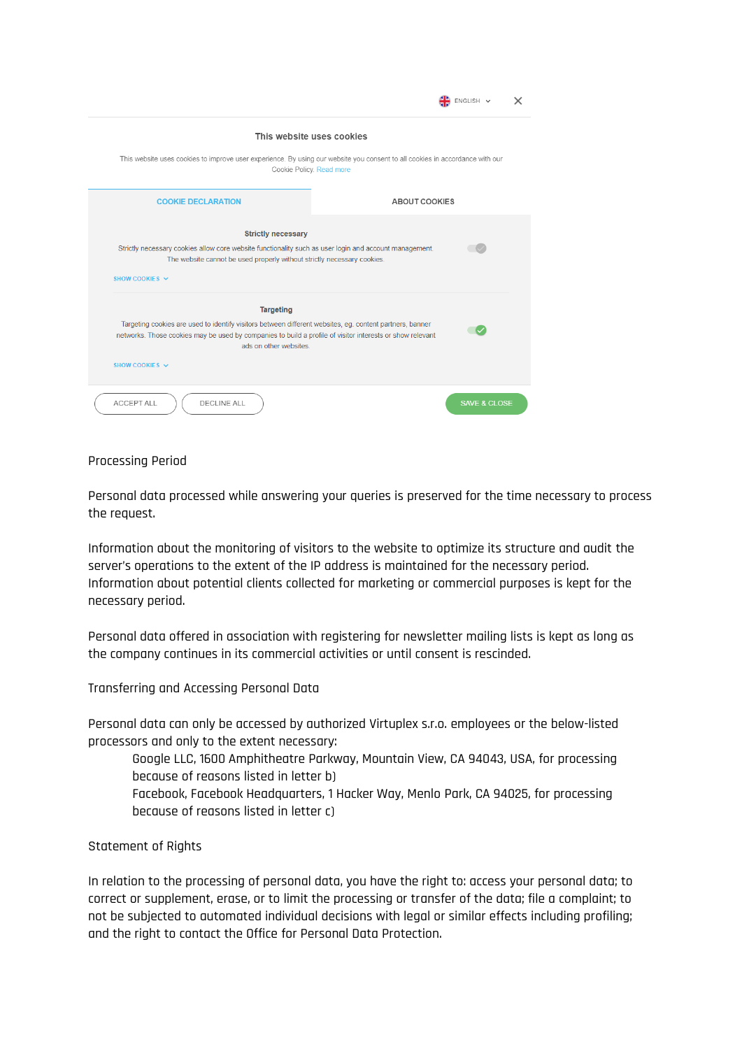ENGLISH

**This website uses cookies**

This website uses cookies to improve user experience. By using our website you consent to all cookies in accordance with our Cookie Policy. Read more

COOKIE DECLARATION | ABOUT COOKIES

**Strictly necessary**

Strictly necessary cookies allow core website functionality such as user login and account management. The website cannot be used properly without strictly necessary cookies.

SHOW COOKIES

**Targeting**

Targeting cookies are used to identify visitors between different websites, eg. content partners, banner networks. Those cookies may be used by companies to build a profile of visitor interests or show relevant ads on other websites.

SHOW COOKIES

ACCEPT ALL | DECLINE ALL | SAVE & CLOSE

## Processing Period

Personal data processed while answering your queries is preserved for the time necessary to process the request.

Information about the monitoring of visitors to the website to optimize its structure and audit the server's operations to the extent of the IP address is maintained for the necessary period. Information about potential clients collected for marketing or commercial purposes is kept for the necessary period.

Personal data offered in association with registering for newsletter mailing lists is kept as long as the company continues in its commercial activities or until consent is rescinded.

## Transferring and Accessing Personal Data

Personal data can only be accessed by authorized Virtuplex s.r.o. employees or the below-listed processors and only to the extent necessary:

- Google LLC, 1600 Amphitheatre Parkway, Mountain View, CA 94043, USA, for processing because of reasons listed in letter b)
- Facebook, Facebook Headquarters, 1 Hacker Way, Menlo Park, CA 94025, for processing because of reasons listed in letter c)

## Statement of Rights

In relation to the processing of personal data, you have the right to: access your personal data; to correct or supplement, erase, or to limit the processing or transfer of the data; file a complaint; to not be subjected to automated individual decisions with legal or similar effects including profiling; and the right to contact the Office for Personal Data Protection.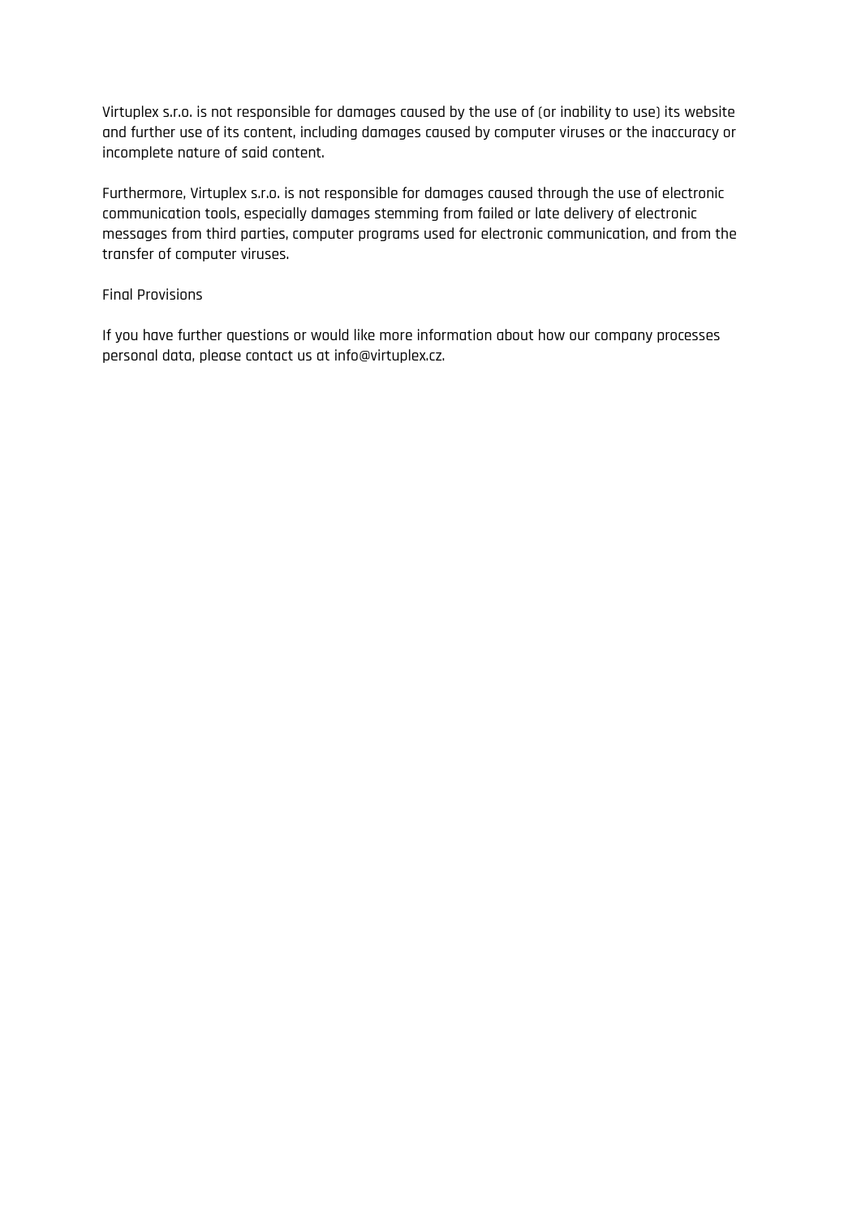Virtuplex s.r.o. is not responsible for damages caused by the use of (or inability to use) its website and further use of its content, including damages caused by computer viruses or the inaccuracy or incomplete nature of said content.

Furthermore, Virtuplex s.r.o. is not responsible for damages caused through the use of electronic communication tools, especially damages stemming from failed or late delivery of electronic messages from third parties, computer programs used for electronic communication, and from the transfer of computer viruses.

## Final Provisions

If you have further questions or would like more information about how our company processes personal data, please contact us at info@virtuplex.cz.